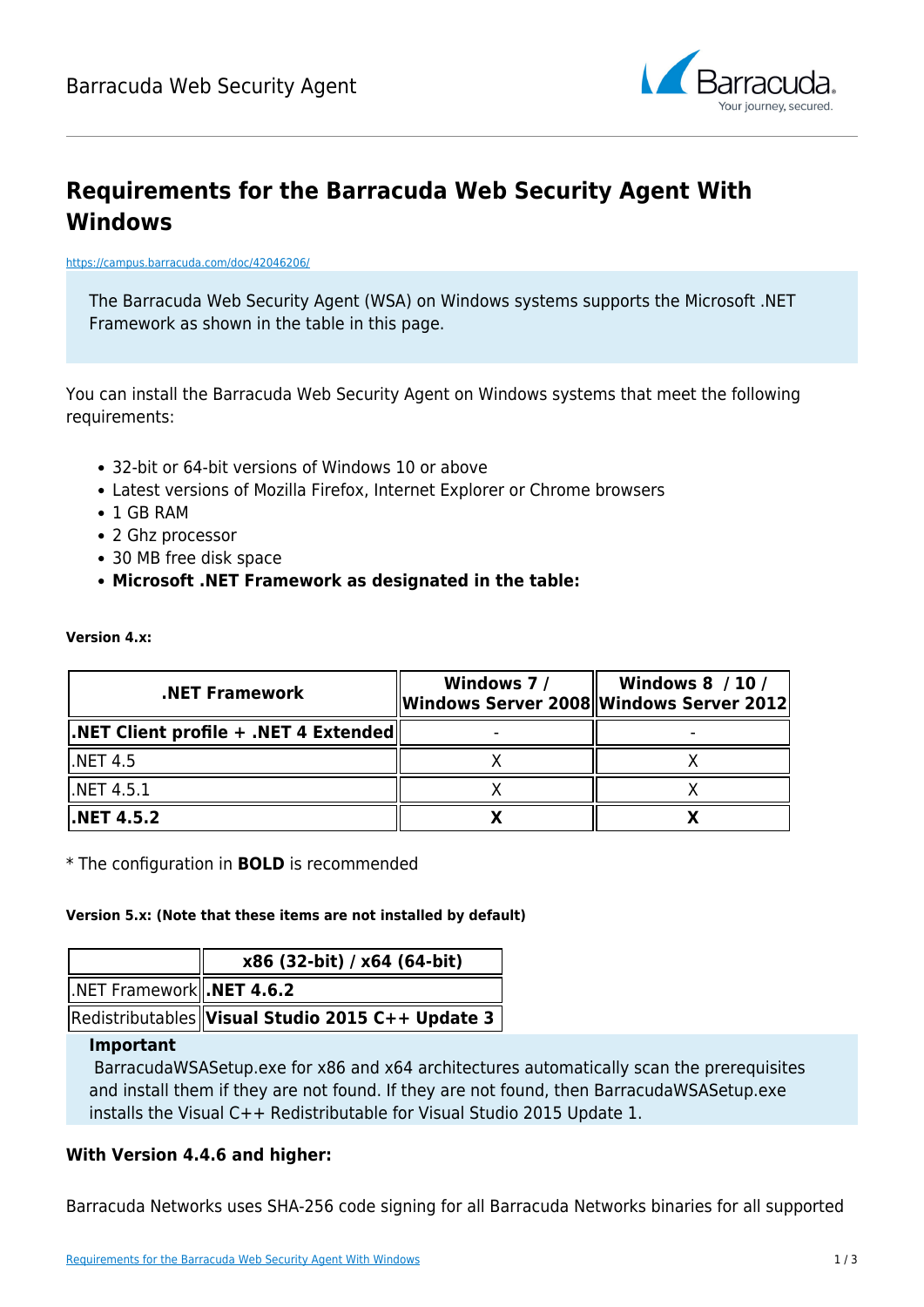# Requirements for the Barracuda Web Security Agent With Windows

https://campus.barracuda.com/doc/42046206/

The Barracuda Web Security Agent (WSA) on Windows systems supports the Microsoft .NET Framework as shown in the table in this page.

You can install the Barracuda Web Security Agent on Windows systems that meet the following requirements:

- 32-bit or 64-bit versions of Windows 10 or above
- Latest versions of Mozilla Firefox, Internet Explorer or Chrome browsers
- 1 GB RAM
- 2 Ghz processor
- 30 MB free disk space
- **Microsoft .NET Framework as designated in the table:**

**Version 4.x:**

| **.NET Framework** | **Windows 7 / Windows Server 2008** | **Windows 8 / 10 / Windows Server 2012** |
|---|---|---|
| **.NET Client profile + .NET 4 Extended** | - | - |
| .NET 4.5 | X | X |
| .NET 4.5.1 | X | X |
| **.NET 4.5.2** | **X** | **X** |

* The configuration in **BOLD** is recommended

**Version 5.x: (Note that these items are not installed by default)**

| | **x86 (32-bit) / x64 (64-bit)** |
|---|---|
| .NET Framework | **.NET 4.6.2** |
| Redistributables | **Visual Studio 2015 C++ Update 3** |

**Important**

BarracudaWSASetup.exe for x86 and x64 architectures automatically scan the prerequisites and install them if they are not found. If they are not found, then BarracudaWSASetup.exe installs the Visual C++ Redistributable for Visual Studio 2015 Update 1.

**With Version 4.4.6 and higher:**

Barracuda Networks uses SHA-256 code signing for all Barracuda Networks binaries for all supported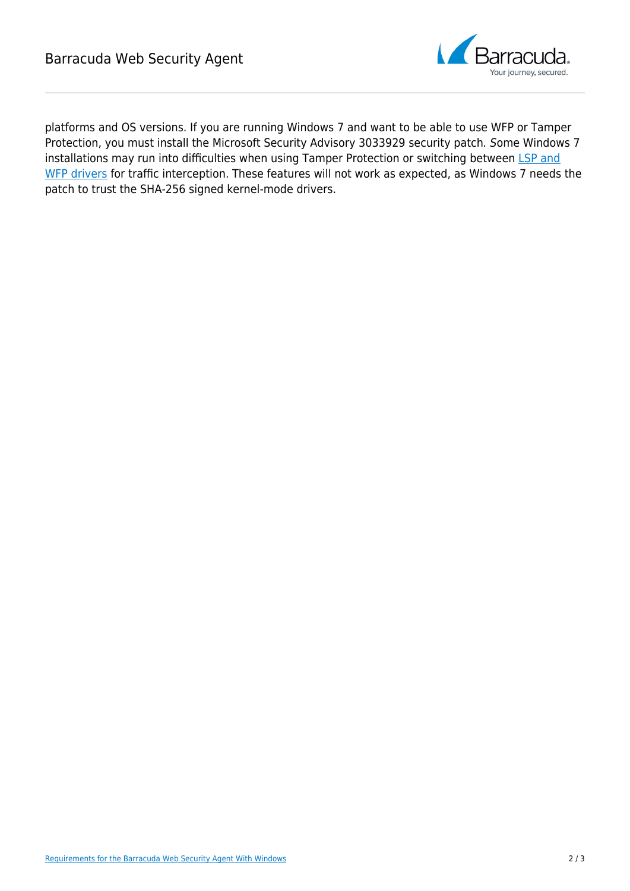platforms and OS versions. If you are running Windows 7 and want to be able to use WFP or Tamper Protection, you must install the Microsoft Security Advisory 3033929 security patch. *S*ome Windows 7 installations may run into difficulties when using Tamper Protection or switching between LSP and WFP drivers for traffic interception. These features will not work as expected, as Windows 7 needs the patch to trust the SHA-256 signed kernel-mode drivers.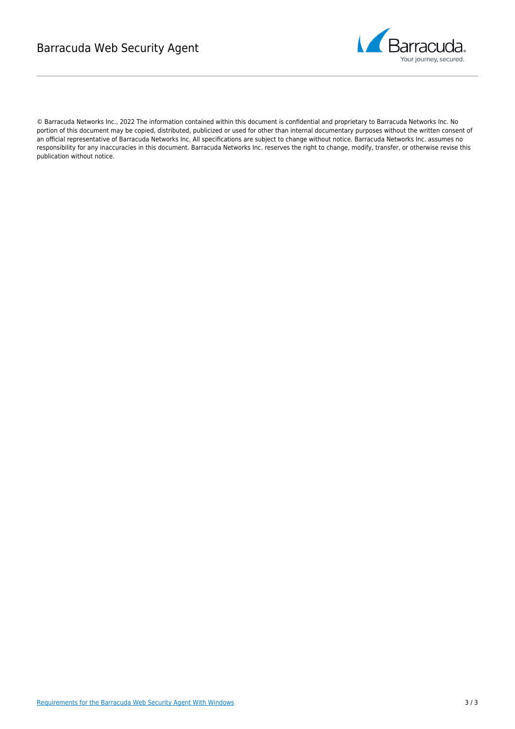© Barracuda Networks Inc., 2022 The information contained within this document is confidential and proprietary to Barracuda Networks Inc. No portion of this document may be copied, distributed, publicized or used for other than internal documentary purposes without the written consent of an official representative of Barracuda Networks Inc. All specifications are subject to change without notice. Barracuda Networks Inc. assumes no responsibility for any inaccuracies in this document. Barracuda Networks Inc. reserves the right to change, modify, transfer, or otherwise revise this publication without notice.